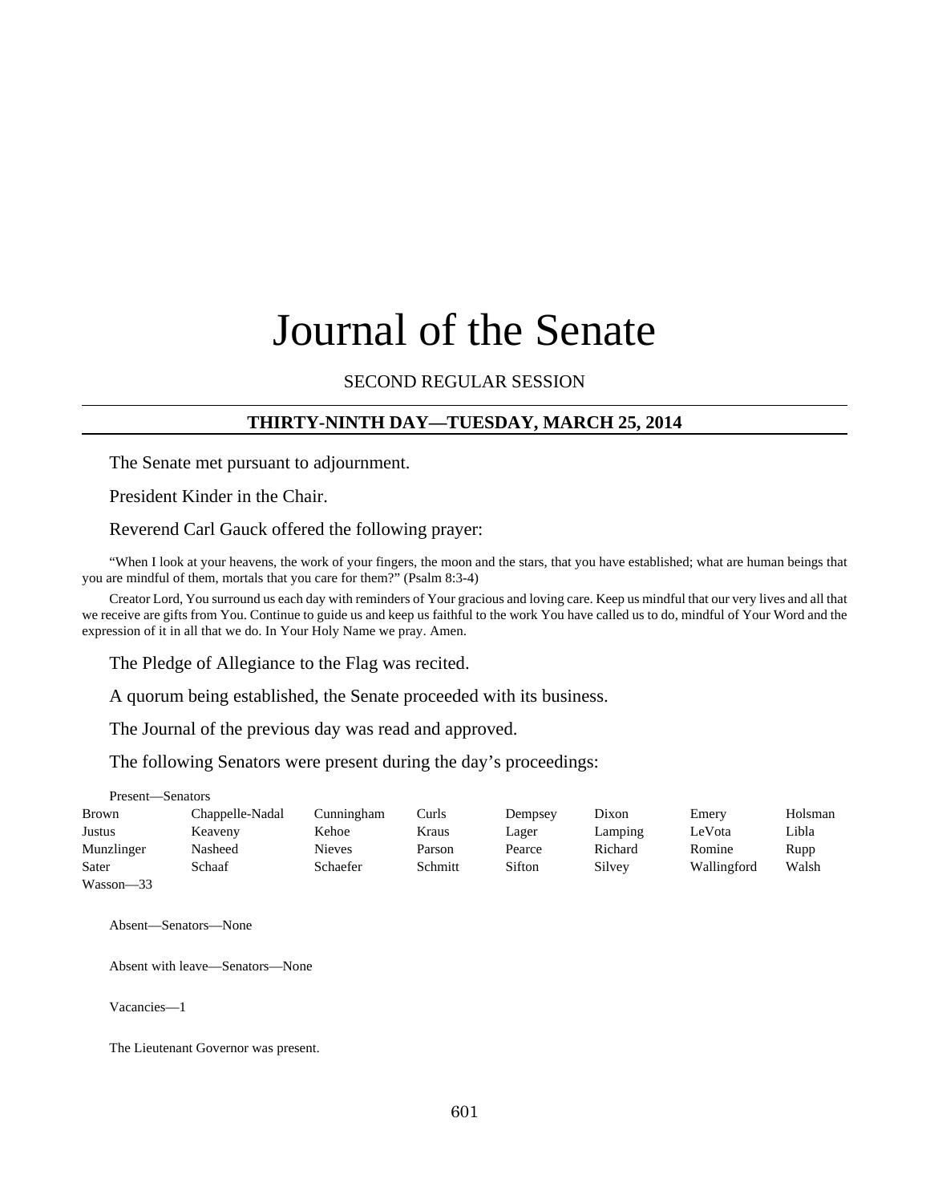# Journal of the Senate

SECOND REGULAR SESSION

## THIRTY-NINTH DAY—TUESDAY, MARCH 25, 2014

The Senate met pursuant to adjournment.

President Kinder in the Chair.

Reverend Carl Gauck offered the following prayer:

"When I look at your heavens, the work of your fingers, the moon and the stars, that you have established; what are human beings that you are mindful of them, mortals that you care for them?" (Psalm 8:3-4)

Creator Lord, You surround us each day with reminders of Your gracious and loving care. Keep us mindful that our very lives and all that we receive are gifts from You. Continue to guide us and keep us faithful to the work You have called us to do, mindful of Your Word and the expression of it in all that we do. In Your Holy Name we pray. Amen.

The Pledge of Allegiance to the Flag was recited.

A quorum being established, the Senate proceeded with its business.

The Journal of the previous day was read and approved.

The following Senators were present during the day's proceedings:

Present—Senators

| | | | | | | | |
|---|---|---|---|---|---|---|---|
| Brown | Chappelle-Nadal | Cunningham | Curls | Dempsey | Dixon | Emery | Holsman |
| Justus | Keaveny | Kehoe | Kraus | Lager | Lamping | LeVota | Libla |
| Munzlinger | Nasheed | Nieves | Parson | Pearce | Richard | Romine | Rupp |
| Sater | Schaaf | Schaefer | Schmitt | Sifton | Silvey | Wallingford | Walsh |
| Wasson—33 | | | | | | | |

Absent—Senators—None

Absent with leave—Senators—None

Vacancies—1

The Lieutenant Governor was present.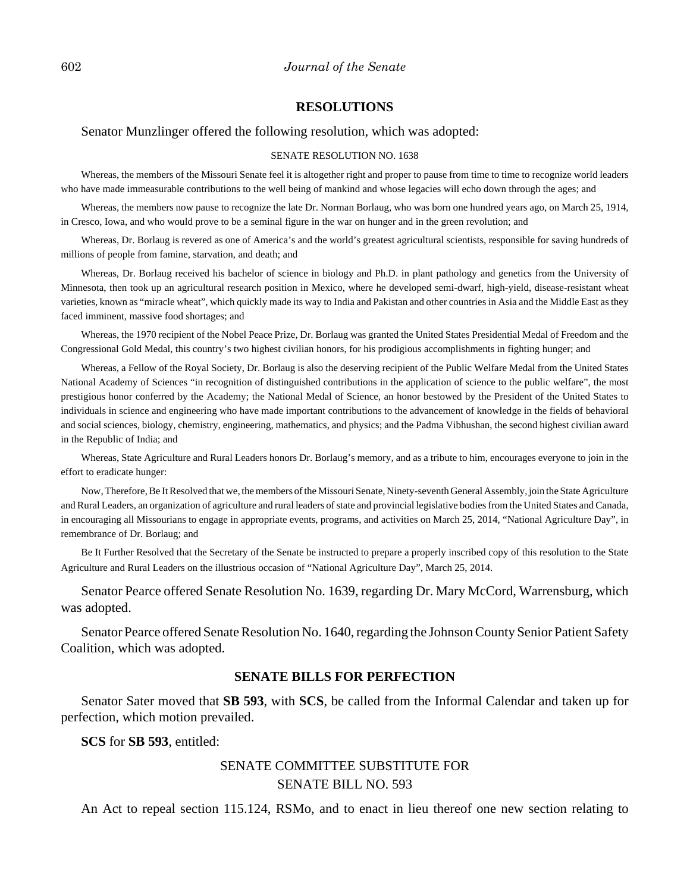## RESOLUTIONS

Senator Munzlinger offered the following resolution, which was adopted:

SENATE RESOLUTION NO. 1638

Whereas, the members of the Missouri Senate feel it is altogether right and proper to pause from time to time to recognize world leaders who have made immeasurable contributions to the well being of mankind and whose legacies will echo down through the ages; and

Whereas, the members now pause to recognize the late Dr. Norman Borlaug, who was born one hundred years ago, on March 25, 1914, in Cresco, Iowa, and who would prove to be a seminal figure in the war on hunger and in the green revolution; and

Whereas, Dr. Borlaug is revered as one of America's and the world's greatest agricultural scientists, responsible for saving hundreds of millions of people from famine, starvation, and death; and

Whereas, Dr. Borlaug received his bachelor of science in biology and Ph.D. in plant pathology and genetics from the University of Minnesota, then took up an agricultural research position in Mexico, where he developed semi-dwarf, high-yield, disease-resistant wheat varieties, known as "miracle wheat", which quickly made its way to India and Pakistan and other countries in Asia and the Middle East as they faced imminent, massive food shortages; and

Whereas, the 1970 recipient of the Nobel Peace Prize, Dr. Borlaug was granted the United States Presidential Medal of Freedom and the Congressional Gold Medal, this country's two highest civilian honors, for his prodigious accomplishments in fighting hunger; and

Whereas, a Fellow of the Royal Society, Dr. Borlaug is also the deserving recipient of the Public Welfare Medal from the United States National Academy of Sciences "in recognition of distinguished contributions in the application of science to the public welfare", the most prestigious honor conferred by the Academy; the National Medal of Science, an honor bestowed by the President of the United States to individuals in science and engineering who have made important contributions to the advancement of knowledge in the fields of behavioral and social sciences, biology, chemistry, engineering, mathematics, and physics; and the Padma Vibhushan, the second highest civilian award in the Republic of India; and

Whereas, State Agriculture and Rural Leaders honors Dr. Borlaug's memory, and as a tribute to him, encourages everyone to join in the effort to eradicate hunger:

Now, Therefore, Be It Resolved that we, the members of the Missouri Senate, Ninety-seventh General Assembly, join the State Agriculture and Rural Leaders, an organization of agriculture and rural leaders of state and provincial legislative bodies from the United States and Canada, in encouraging all Missourians to engage in appropriate events, programs, and activities on March 25, 2014, "National Agriculture Day", in remembrance of Dr. Borlaug; and

Be It Further Resolved that the Secretary of the Senate be instructed to prepare a properly inscribed copy of this resolution to the State Agriculture and Rural Leaders on the illustrious occasion of "National Agriculture Day", March 25, 2014.

Senator Pearce offered Senate Resolution No. 1639, regarding Dr. Mary McCord, Warrensburg, which was adopted.

Senator Pearce offered Senate Resolution No. 1640, regarding the Johnson County Senior Patient Safety Coalition, which was adopted.

## SENATE BILLS FOR PERFECTION

Senator Sater moved that **SB 593**, with **SCS**, be called from the Informal Calendar and taken up for perfection, which motion prevailed.

**SCS** for **SB 593**, entitled:

SENATE COMMITTEE SUBSTITUTE FOR
SENATE BILL NO. 593

An Act to repeal section 115.124, RSMo, and to enact in lieu thereof one new section relating to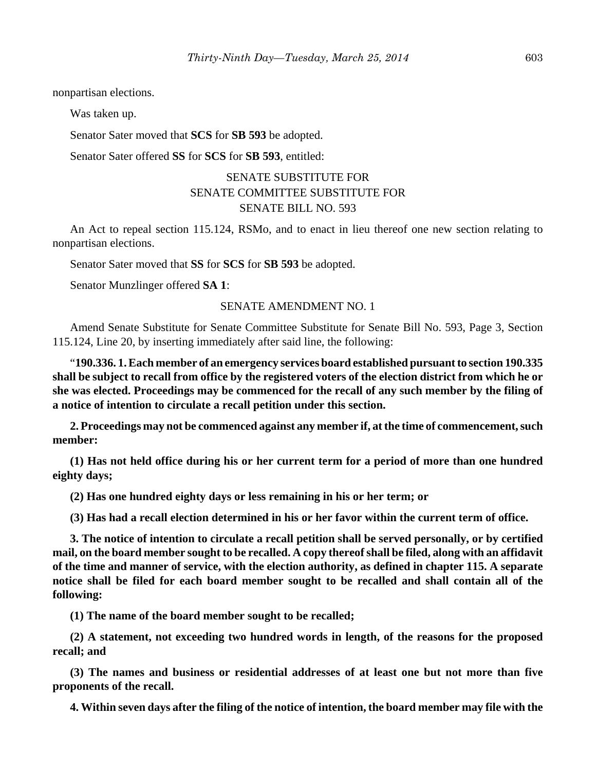nonpartisan elections.

Was taken up.

Senator Sater moved that **SCS** for **SB 593** be adopted.

Senator Sater offered **SS** for **SCS** for **SB 593**, entitled:

SENATE SUBSTITUTE FOR
SENATE COMMITTEE SUBSTITUTE FOR
SENATE BILL NO. 593

An Act to repeal section 115.124, RSMo, and to enact in lieu thereof one new section relating to nonpartisan elections.

Senator Sater moved that **SS** for **SCS** for **SB 593** be adopted.

Senator Munzlinger offered **SA 1**:

SENATE AMENDMENT NO. 1

Amend Senate Substitute for Senate Committee Substitute for Senate Bill No. 593, Page 3, Section 115.124, Line 20, by inserting immediately after said line, the following:

"**190.336. 1. Each member of an emergency services board established pursuant to section 190.335 shall be subject to recall from office by the registered voters of the election district from which he or she was elected. Proceedings may be commenced for the recall of any such member by the filing of a notice of intention to circulate a recall petition under this section.**

**2. Proceedings may not be commenced against any member if, at the time of commencement, such member:**

**(1) Has not held office during his or her current term for a period of more than one hundred eighty days;**

**(2) Has one hundred eighty days or less remaining in his or her term; or**

**(3) Has had a recall election determined in his or her favor within the current term of office.**

**3. The notice of intention to circulate a recall petition shall be served personally, or by certified mail, on the board member sought to be recalled. A copy thereof shall be filed, along with an affidavit of the time and manner of service, with the election authority, as defined in chapter 115. A separate notice shall be filed for each board member sought to be recalled and shall contain all of the following:**

**(1) The name of the board member sought to be recalled;**

**(2) A statement, not exceeding two hundred words in length, of the reasons for the proposed recall; and**

**(3) The names and business or residential addresses of at least one but not more than five proponents of the recall.**

**4. Within seven days after the filing of the notice of intention, the board member may file with the**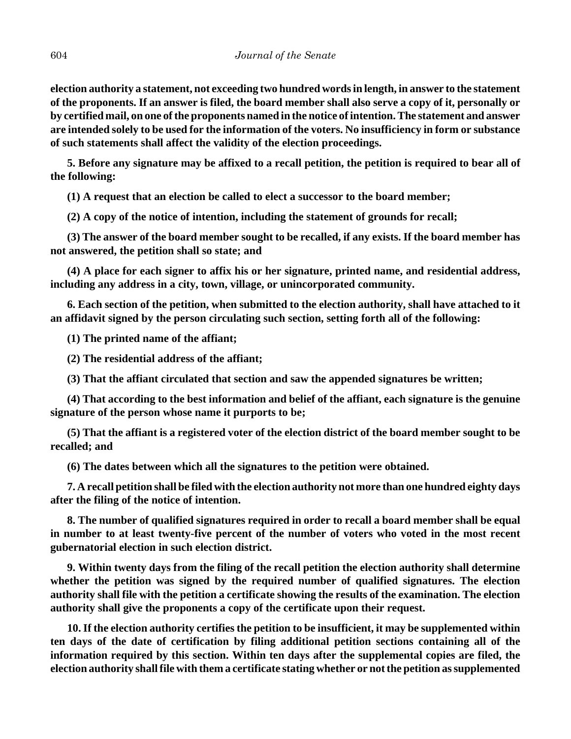**election authority a statement, not exceeding two hundred words in length, in answer to the statement of the proponents. If an answer is filed, the board member shall also serve a copy of it, personally or by certified mail, on one of the proponents named in the notice of intention. The statement and answer are intended solely to be used for the information of the voters. No insufficiency in form or substance of such statements shall affect the validity of the election proceedings.**

**5. Before any signature may be affixed to a recall petition, the petition is required to bear all of the following:**

**(1) A request that an election be called to elect a successor to the board member;**

**(2) A copy of the notice of intention, including the statement of grounds for recall;**

**(3) The answer of the board member sought to be recalled, if any exists. If the board member has not answered, the petition shall so state; and**

**(4) A place for each signer to affix his or her signature, printed name, and residential address, including any address in a city, town, village, or unincorporated community.**

**6. Each section of the petition, when submitted to the election authority, shall have attached to it an affidavit signed by the person circulating such section, setting forth all of the following:**

**(1) The printed name of the affiant;**

**(2) The residential address of the affiant;**

**(3) That the affiant circulated that section and saw the appended signatures be written;**

**(4) That according to the best information and belief of the affiant, each signature is the genuine signature of the person whose name it purports to be;**

**(5) That the affiant is a registered voter of the election district of the board member sought to be recalled; and**

**(6) The dates between which all the signatures to the petition were obtained.**

**7. A recall petition shall be filed with the election authority not more than one hundred eighty days after the filing of the notice of intention.**

**8. The number of qualified signatures required in order to recall a board member shall be equal in number to at least twenty-five percent of the number of voters who voted in the most recent gubernatorial election in such election district.**

**9. Within twenty days from the filing of the recall petition the election authority shall determine whether the petition was signed by the required number of qualified signatures. The election authority shall file with the petition a certificate showing the results of the examination. The election authority shall give the proponents a copy of the certificate upon their request.**

**10. If the election authority certifies the petition to be insufficient, it may be supplemented within ten days of the date of certification by filing additional petition sections containing all of the information required by this section. Within ten days after the supplemental copies are filed, the election authority shall file with them a certificate stating whether or not the petition as supplemented**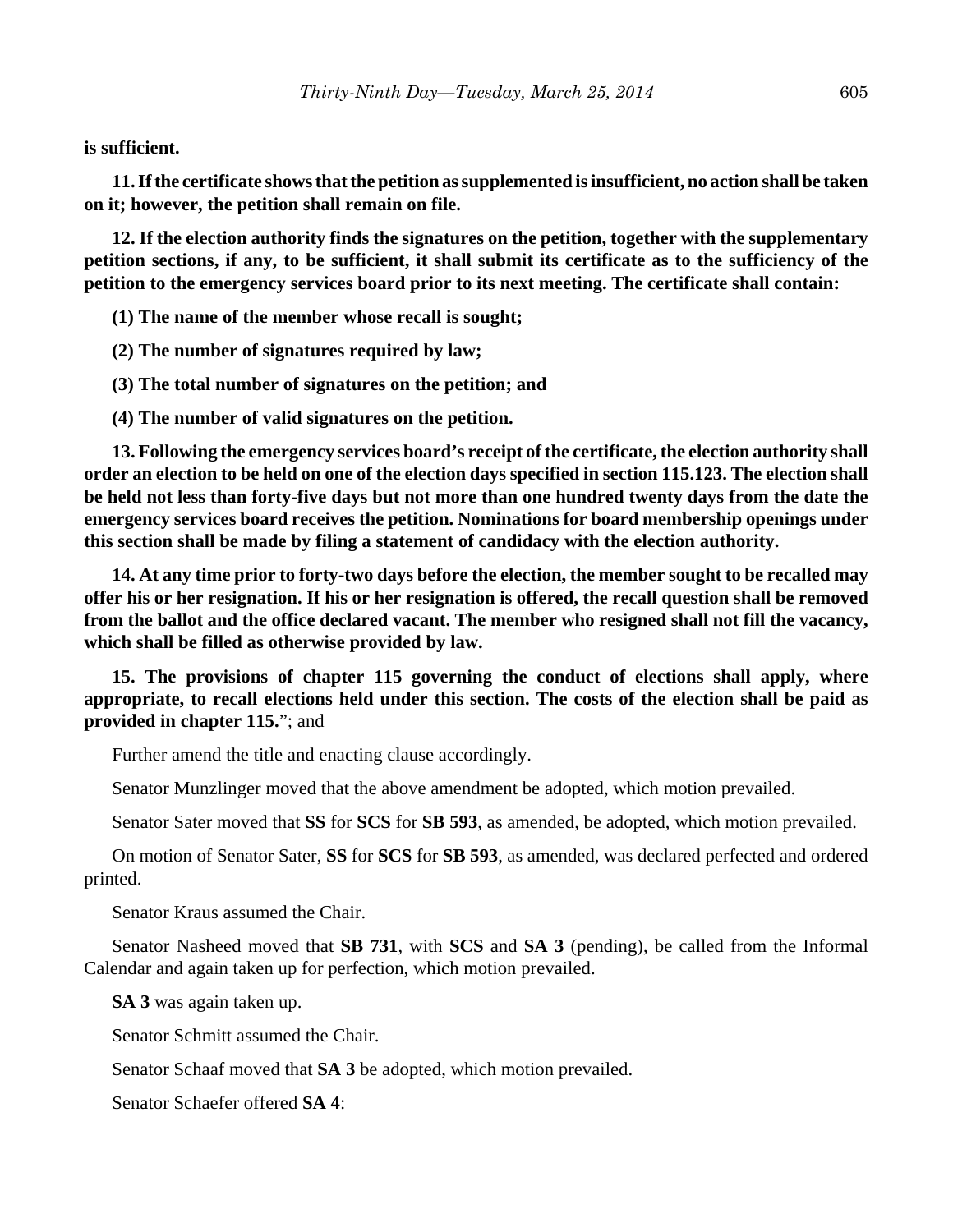**is sufficient.**

**11. If the certificate shows that the petition as supplemented is insufficient, no action shall be taken on it; however, the petition shall remain on file.**

**12. If the election authority finds the signatures on the petition, together with the supplementary petition sections, if any, to be sufficient, it shall submit its certificate as to the sufficiency of the petition to the emergency services board prior to its next meeting. The certificate shall contain:**

**(1) The name of the member whose recall is sought;**

**(2) The number of signatures required by law;**

**(3) The total number of signatures on the petition; and**

**(4) The number of valid signatures on the petition.**

**13. Following the emergency services board's receipt of the certificate, the election authority shall order an election to be held on one of the election days specified in section 115.123. The election shall be held not less than forty-five days but not more than one hundred twenty days from the date the emergency services board receives the petition. Nominations for board membership openings under this section shall be made by filing a statement of candidacy with the election authority.**

**14. At any time prior to forty-two days before the election, the member sought to be recalled may offer his or her resignation. If his or her resignation is offered, the recall question shall be removed from the ballot and the office declared vacant. The member who resigned shall not fill the vacancy, which shall be filled as otherwise provided by law.**

**15. The provisions of chapter 115 governing the conduct of elections shall apply, where appropriate, to recall elections held under this section. The costs of the election shall be paid as provided in chapter 115.**"; and

Further amend the title and enacting clause accordingly.

Senator Munzlinger moved that the above amendment be adopted, which motion prevailed.

Senator Sater moved that **SS** for **SCS** for **SB 593**, as amended, be adopted, which motion prevailed.

On motion of Senator Sater, **SS** for **SCS** for **SB 593**, as amended, was declared perfected and ordered printed.

Senator Kraus assumed the Chair.

Senator Nasheed moved that **SB 731**, with **SCS** and **SA 3** (pending), be called from the Informal Calendar and again taken up for perfection, which motion prevailed.

**SA 3** was again taken up.

Senator Schmitt assumed the Chair.

Senator Schaaf moved that **SA 3** be adopted, which motion prevailed.

Senator Schaefer offered **SA 4**: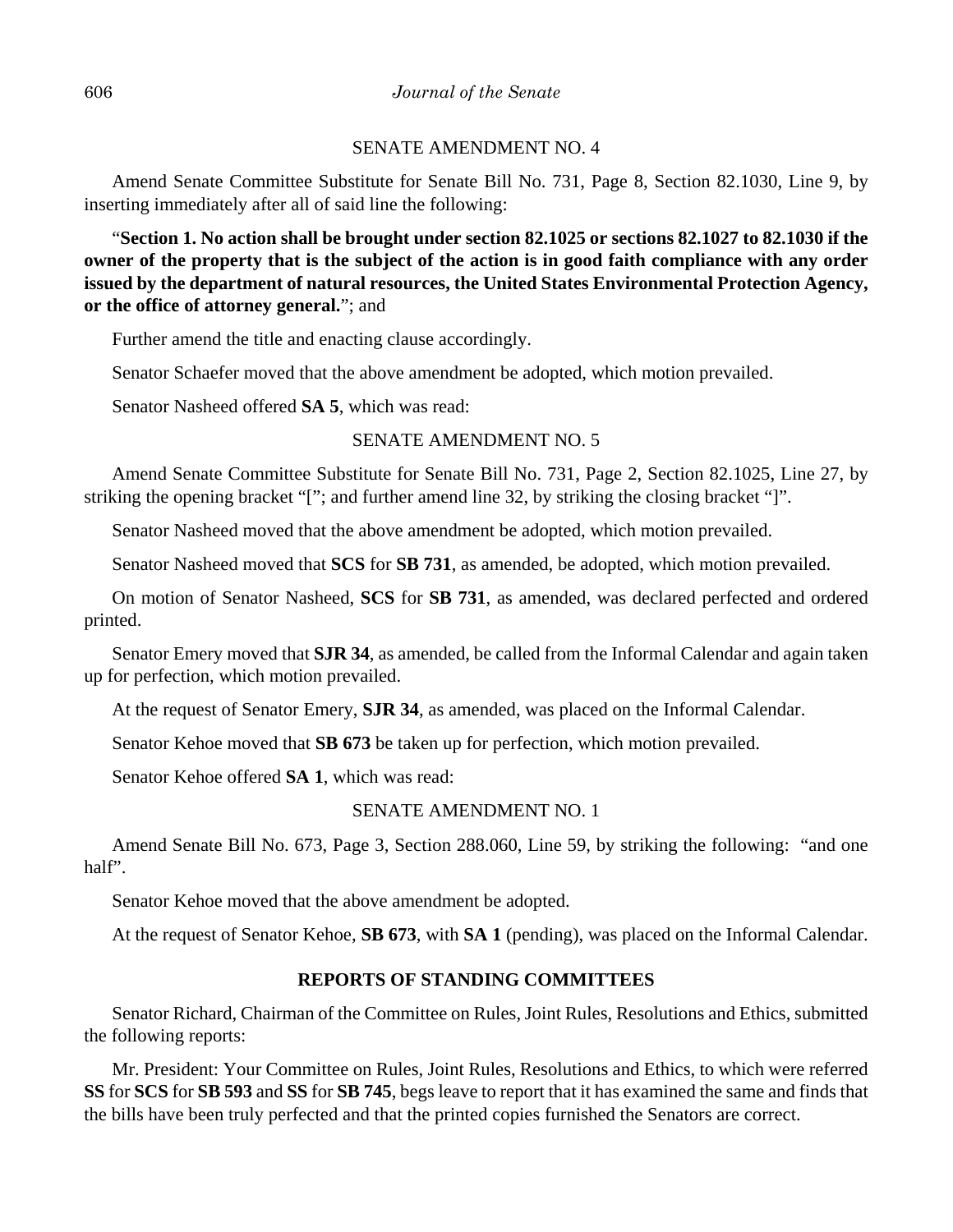SENATE AMENDMENT NO. 4

Amend Senate Committee Substitute for Senate Bill No. 731, Page 8, Section 82.1030, Line 9, by inserting immediately after all of said line the following:

"**Section 1. No action shall be brought under section 82.1025 or sections 82.1027 to 82.1030 if the owner of the property that is the subject of the action is in good faith compliance with any order issued by the department of natural resources, the United States Environmental Protection Agency, or the office of attorney general.**"; and

Further amend the title and enacting clause accordingly.

Senator Schaefer moved that the above amendment be adopted, which motion prevailed.

Senator Nasheed offered **SA 5**, which was read:

SENATE AMENDMENT NO. 5

Amend Senate Committee Substitute for Senate Bill No. 731, Page 2, Section 82.1025, Line 27, by striking the opening bracket "["; and further amend line 32, by striking the closing bracket "]".

Senator Nasheed moved that the above amendment be adopted, which motion prevailed.

Senator Nasheed moved that **SCS** for **SB 731**, as amended, be adopted, which motion prevailed.

On motion of Senator Nasheed, **SCS** for **SB 731**, as amended, was declared perfected and ordered printed.

Senator Emery moved that **SJR 34**, as amended, be called from the Informal Calendar and again taken up for perfection, which motion prevailed.

At the request of Senator Emery, **SJR 34**, as amended, was placed on the Informal Calendar.

Senator Kehoe moved that **SB 673** be taken up for perfection, which motion prevailed.

Senator Kehoe offered **SA 1**, which was read:

SENATE AMENDMENT NO. 1

Amend Senate Bill No. 673, Page 3, Section 288.060, Line 59, by striking the following: "and one half".

Senator Kehoe moved that the above amendment be adopted.

At the request of Senator Kehoe, **SB 673**, with **SA 1** (pending), was placed on the Informal Calendar.

## REPORTS OF STANDING COMMITTEES

Senator Richard, Chairman of the Committee on Rules, Joint Rules, Resolutions and Ethics, submitted the following reports:

Mr. President: Your Committee on Rules, Joint Rules, Resolutions and Ethics, to which were referred **SS** for **SCS** for **SB 593** and **SS** for **SB 745**, begs leave to report that it has examined the same and finds that the bills have been truly perfected and that the printed copies furnished the Senators are correct.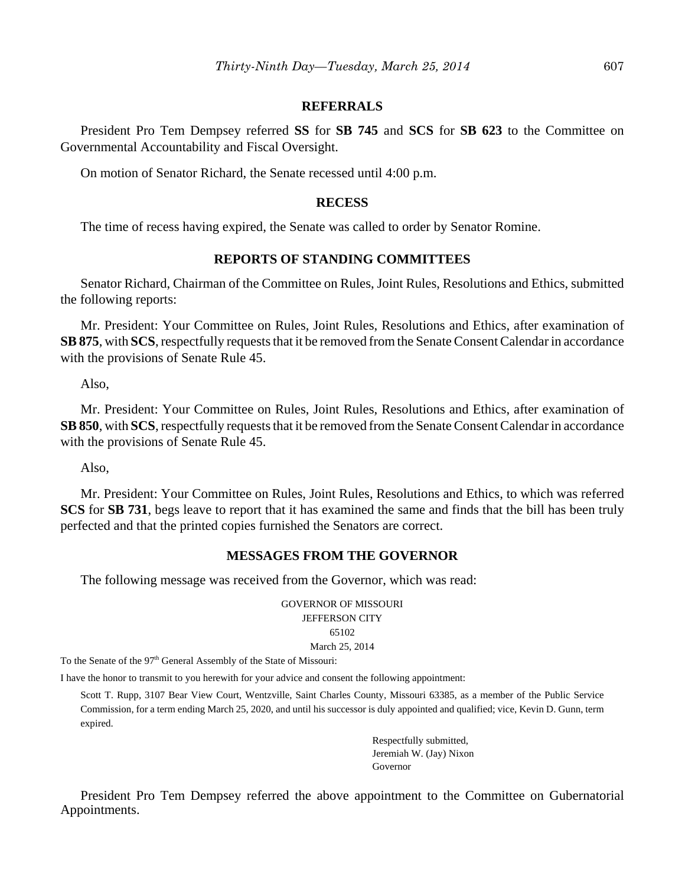## REFERRALS

President Pro Tem Dempsey referred **SS** for **SB 745** and **SCS** for **SB 623** to the Committee on Governmental Accountability and Fiscal Oversight.

On motion of Senator Richard, the Senate recessed until 4:00 p.m.

## RECESS

The time of recess having expired, the Senate was called to order by Senator Romine.

## REPORTS OF STANDING COMMITTEES

Senator Richard, Chairman of the Committee on Rules, Joint Rules, Resolutions and Ethics, submitted the following reports:

Mr. President: Your Committee on Rules, Joint Rules, Resolutions and Ethics, after examination of **SB 875**, with **SCS**, respectfully requests that it be removed from the Senate Consent Calendar in accordance with the provisions of Senate Rule 45.

Also,

Mr. President: Your Committee on Rules, Joint Rules, Resolutions and Ethics, after examination of **SB 850**, with **SCS**, respectfully requests that it be removed from the Senate Consent Calendar in accordance with the provisions of Senate Rule 45.

Also,

Mr. President: Your Committee on Rules, Joint Rules, Resolutions and Ethics, to which was referred **SCS** for **SB 731**, begs leave to report that it has examined the same and finds that the bill has been truly perfected and that the printed copies furnished the Senators are correct.

## MESSAGES FROM THE GOVERNOR

The following message was received from the Governor, which was read:

GOVERNOR OF MISSOURI
JEFFERSON CITY
65102
March 25, 2014

To the Senate of the 97th General Assembly of the State of Missouri:

I have the honor to transmit to you herewith for your advice and consent the following appointment:

Scott T. Rupp, 3107 Bear View Court, Wentzville, Saint Charles County, Missouri 63385, as a member of the Public Service Commission, for a term ending March 25, 2020, and until his successor is duly appointed and qualified; vice, Kevin D. Gunn, term expired.

Respectfully submitted,
Jeremiah W. (Jay) Nixon
Governor

President Pro Tem Dempsey referred the above appointment to the Committee on Gubernatorial Appointments.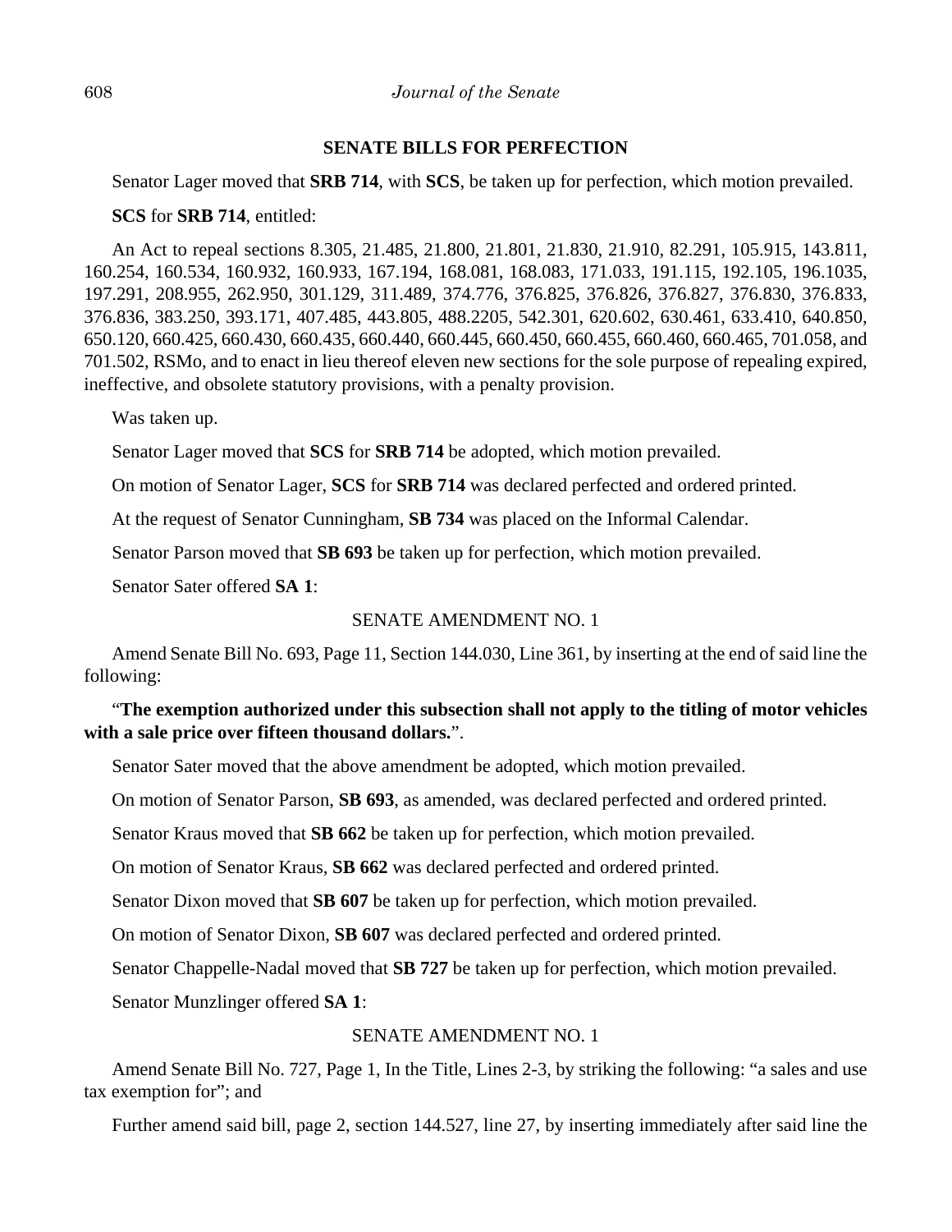**SENATE BILLS FOR PERFECTION**

Senator Lager moved that **SRB 714**, with **SCS**, be taken up for perfection, which motion prevailed.

**SCS** for **SRB 714**, entitled:

An Act to repeal sections 8.305, 21.485, 21.800, 21.801, 21.830, 21.910, 82.291, 105.915, 143.811, 160.254, 160.534, 160.932, 160.933, 167.194, 168.081, 168.083, 171.033, 191.115, 192.105, 196.1035, 197.291, 208.955, 262.950, 301.129, 311.489, 374.776, 376.825, 376.826, 376.827, 376.830, 376.833, 376.836, 383.250, 393.171, 407.485, 443.805, 488.2205, 542.301, 620.602, 630.461, 633.410, 640.850, 650.120, 660.425, 660.430, 660.435, 660.440, 660.445, 660.450, 660.455, 660.460, 660.465, 701.058, and 701.502, RSMo, and to enact in lieu thereof eleven new sections for the sole purpose of repealing expired, ineffective, and obsolete statutory provisions, with a penalty provision.

Was taken up.

Senator Lager moved that **SCS** for **SRB 714** be adopted, which motion prevailed.

On motion of Senator Lager, **SCS** for **SRB 714** was declared perfected and ordered printed.

At the request of Senator Cunningham, **SB 734** was placed on the Informal Calendar.

Senator Parson moved that **SB 693** be taken up for perfection, which motion prevailed.

Senator Sater offered **SA 1**:

SENATE AMENDMENT NO. 1

Amend Senate Bill No. 693, Page 11, Section 144.030, Line 361, by inserting at the end of said line the following:

"**The exemption authorized under this subsection shall not apply to the titling of motor vehicles with a sale price over fifteen thousand dollars.**".

Senator Sater moved that the above amendment be adopted, which motion prevailed.

On motion of Senator Parson, **SB 693**, as amended, was declared perfected and ordered printed.

Senator Kraus moved that **SB 662** be taken up for perfection, which motion prevailed.

On motion of Senator Kraus, **SB 662** was declared perfected and ordered printed.

Senator Dixon moved that **SB 607** be taken up for perfection, which motion prevailed.

On motion of Senator Dixon, **SB 607** was declared perfected and ordered printed.

Senator Chappelle-Nadal moved that **SB 727** be taken up for perfection, which motion prevailed.

Senator Munzlinger offered **SA 1**:

SENATE AMENDMENT NO. 1

Amend Senate Bill No. 727, Page 1, In the Title, Lines 2-3, by striking the following: "a sales and use tax exemption for"; and

Further amend said bill, page 2, section 144.527, line 27, by inserting immediately after said line the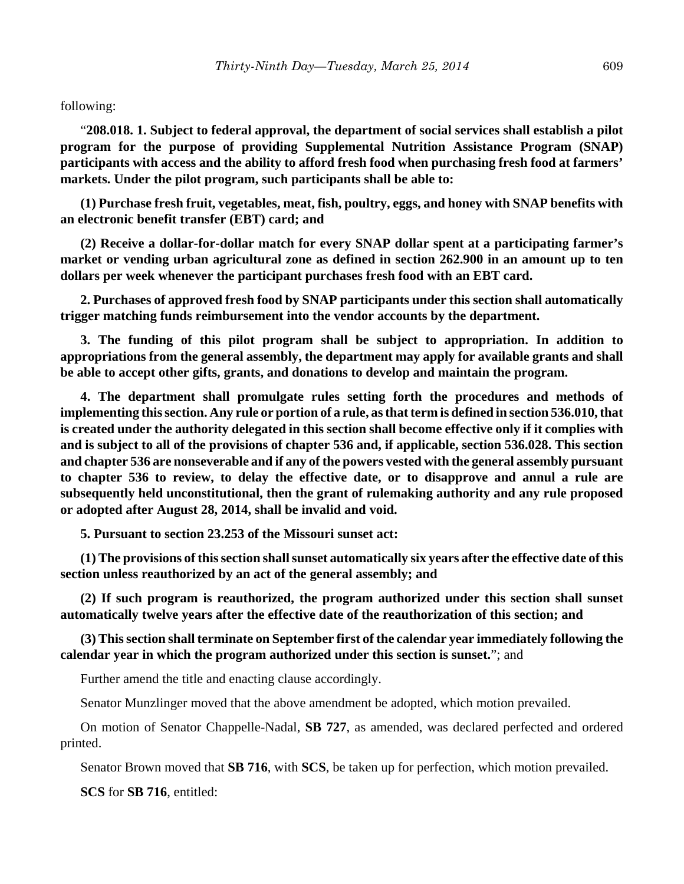following:

"**208.018. 1. Subject to federal approval, the department of social services shall establish a pilot program for the purpose of providing Supplemental Nutrition Assistance Program (SNAP) participants with access and the ability to afford fresh food when purchasing fresh food at farmers' markets. Under the pilot program, such participants shall be able to:**

**(1) Purchase fresh fruit, vegetables, meat, fish, poultry, eggs, and honey with SNAP benefits with an electronic benefit transfer (EBT) card; and**

**(2) Receive a dollar-for-dollar match for every SNAP dollar spent at a participating farmer's market or vending urban agricultural zone as defined in section 262.900 in an amount up to ten dollars per week whenever the participant purchases fresh food with an EBT card.**

**2. Purchases of approved fresh food by SNAP participants under this section shall automatically trigger matching funds reimbursement into the vendor accounts by the department.**

**3. The funding of this pilot program shall be subject to appropriation. In addition to appropriations from the general assembly, the department may apply for available grants and shall be able to accept other gifts, grants, and donations to develop and maintain the program.**

**4. The department shall promulgate rules setting forth the procedures and methods of implementing this section. Any rule or portion of a rule, as that term is defined in section 536.010, that is created under the authority delegated in this section shall become effective only if it complies with and is subject to all of the provisions of chapter 536 and, if applicable, section 536.028. This section and chapter 536 are nonseverable and if any of the powers vested with the general assembly pursuant to chapter 536 to review, to delay the effective date, or to disapprove and annul a rule are subsequently held unconstitutional, then the grant of rulemaking authority and any rule proposed or adopted after August 28, 2014, shall be invalid and void.**

**5. Pursuant to section 23.253 of the Missouri sunset act:**

**(1) The provisions of this section shall sunset automatically six years after the effective date of this section unless reauthorized by an act of the general assembly; and**

**(2) If such program is reauthorized, the program authorized under this section shall sunset automatically twelve years after the effective date of the reauthorization of this section; and**

**(3) This section shall terminate on September first of the calendar year immediately following the calendar year in which the program authorized under this section is sunset.**"; and

Further amend the title and enacting clause accordingly.

Senator Munzlinger moved that the above amendment be adopted, which motion prevailed.

On motion of Senator Chappelle-Nadal, **SB 727**, as amended, was declared perfected and ordered printed.

Senator Brown moved that **SB 716**, with **SCS**, be taken up for perfection, which motion prevailed.

**SCS** for **SB 716**, entitled: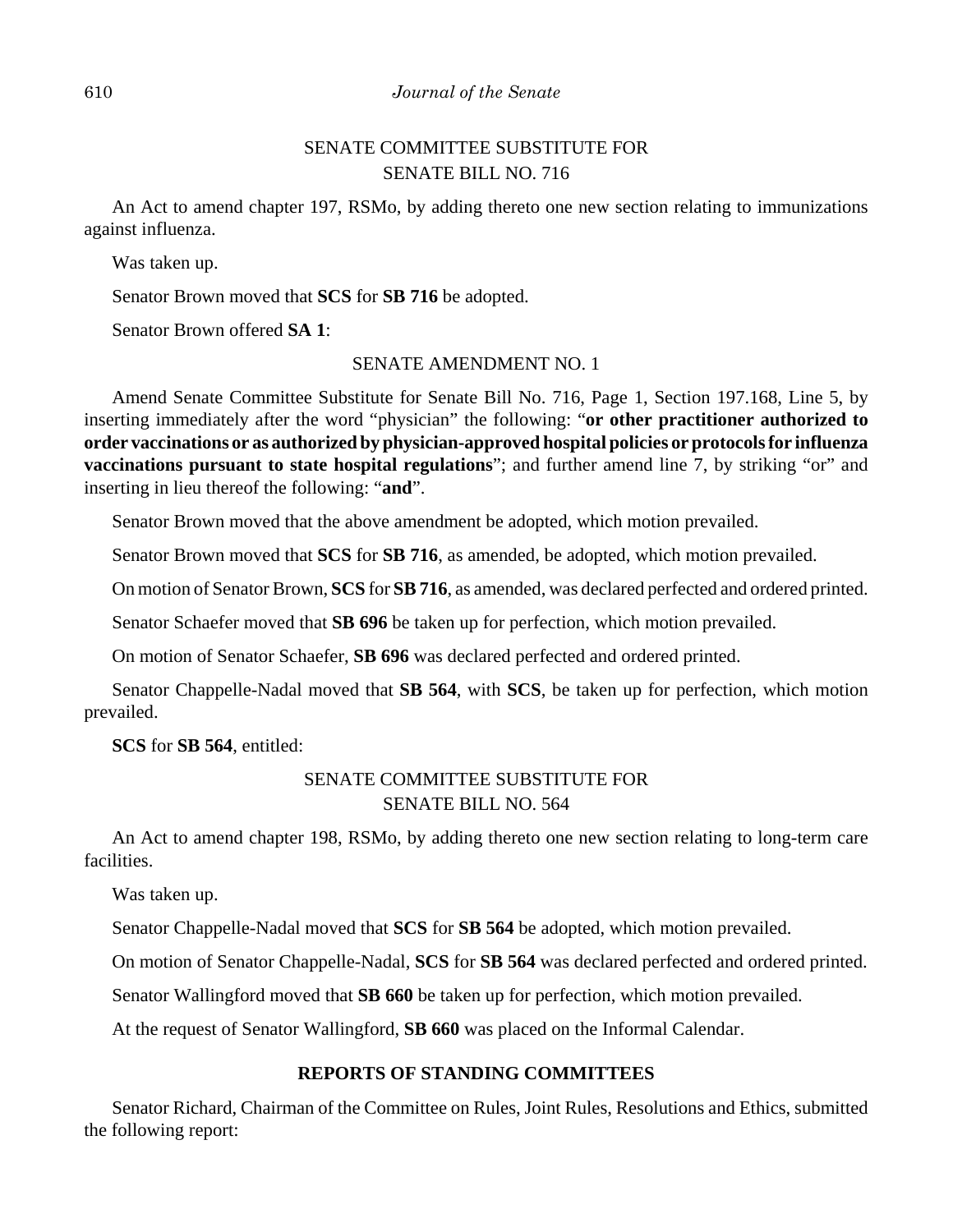SENATE COMMITTEE SUBSTITUTE FOR
SENATE BILL NO. 716

An Act to amend chapter 197, RSMo, by adding thereto one new section relating to immunizations against influenza.

Was taken up.

Senator Brown moved that **SCS** for **SB 716** be adopted.

Senator Brown offered **SA 1**:

SENATE AMENDMENT NO. 1

Amend Senate Committee Substitute for Senate Bill No. 716, Page 1, Section 197.168, Line 5, by inserting immediately after the word "physician" the following: "**or other practitioner authorized to order vaccinations or as authorized by physician-approved hospital policies or protocols for influenza vaccinations pursuant to state hospital regulations**"; and further amend line 7, by striking "or" and inserting in lieu thereof the following: "**and**".

Senator Brown moved that the above amendment be adopted, which motion prevailed.

Senator Brown moved that **SCS** for **SB 716**, as amended, be adopted, which motion prevailed.

On motion of Senator Brown, **SCS** for **SB 716**, as amended, was declared perfected and ordered printed.

Senator Schaefer moved that **SB 696** be taken up for perfection, which motion prevailed.

On motion of Senator Schaefer, **SB 696** was declared perfected and ordered printed.

Senator Chappelle-Nadal moved that **SB 564**, with **SCS**, be taken up for perfection, which motion prevailed.

**SCS** for **SB 564**, entitled:

SENATE COMMITTEE SUBSTITUTE FOR
SENATE BILL NO. 564

An Act to amend chapter 198, RSMo, by adding thereto one new section relating to long-term care facilities.

Was taken up.

Senator Chappelle-Nadal moved that **SCS** for **SB 564** be adopted, which motion prevailed.

On motion of Senator Chappelle-Nadal, **SCS** for **SB 564** was declared perfected and ordered printed.

Senator Wallingford moved that **SB 660** be taken up for perfection, which motion prevailed.

At the request of Senator Wallingford, **SB 660** was placed on the Informal Calendar.

**REPORTS OF STANDING COMMITTEES**

Senator Richard, Chairman of the Committee on Rules, Joint Rules, Resolutions and Ethics, submitted the following report: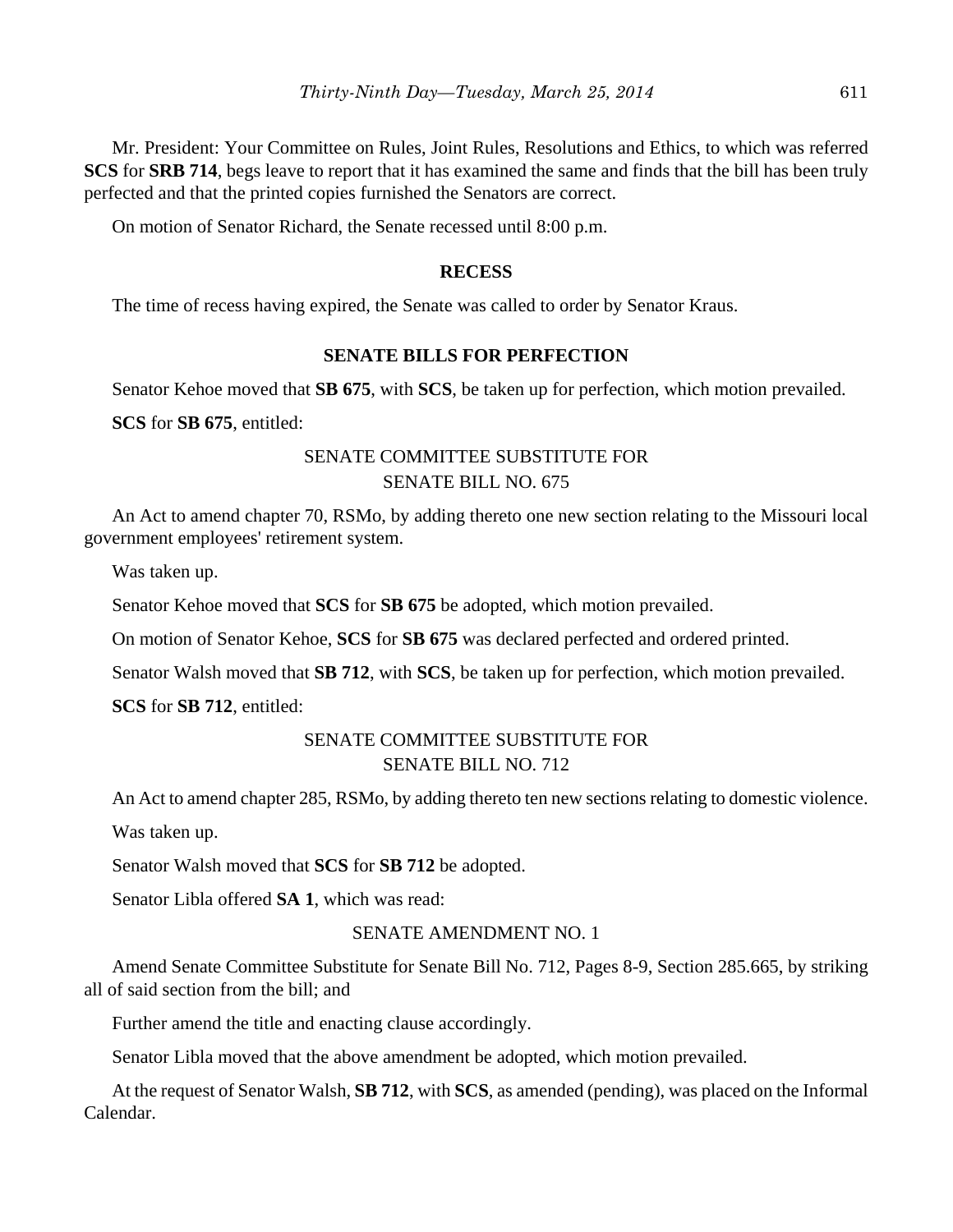Mr. President: Your Committee on Rules, Joint Rules, Resolutions and Ethics, to which was referred **SCS** for **SRB 714**, begs leave to report that it has examined the same and finds that the bill has been truly perfected and that the printed copies furnished the Senators are correct.

On motion of Senator Richard, the Senate recessed until 8:00 p.m.

## RECESS

The time of recess having expired, the Senate was called to order by Senator Kraus.

## SENATE BILLS FOR PERFECTION

Senator Kehoe moved that **SB 675**, with **SCS**, be taken up for perfection, which motion prevailed.

**SCS** for **SB 675**, entitled:

SENATE COMMITTEE SUBSTITUTE FOR
SENATE BILL NO. 675

An Act to amend chapter 70, RSMo, by adding thereto one new section relating to the Missouri local government employees' retirement system.

Was taken up.

Senator Kehoe moved that **SCS** for **SB 675** be adopted, which motion prevailed.

On motion of Senator Kehoe, **SCS** for **SB 675** was declared perfected and ordered printed.

Senator Walsh moved that **SB 712**, with **SCS**, be taken up for perfection, which motion prevailed.

**SCS** for **SB 712**, entitled:

SENATE COMMITTEE SUBSTITUTE FOR
SENATE BILL NO. 712

An Act to amend chapter 285, RSMo, by adding thereto ten new sections relating to domestic violence.

Was taken up.

Senator Walsh moved that **SCS** for **SB 712** be adopted.

Senator Libla offered **SA 1**, which was read:

SENATE AMENDMENT NO. 1

Amend Senate Committee Substitute for Senate Bill No. 712, Pages 8-9, Section 285.665, by striking all of said section from the bill; and

Further amend the title and enacting clause accordingly.

Senator Libla moved that the above amendment be adopted, which motion prevailed.

At the request of Senator Walsh, **SB 712**, with **SCS**, as amended (pending), was placed on the Informal Calendar.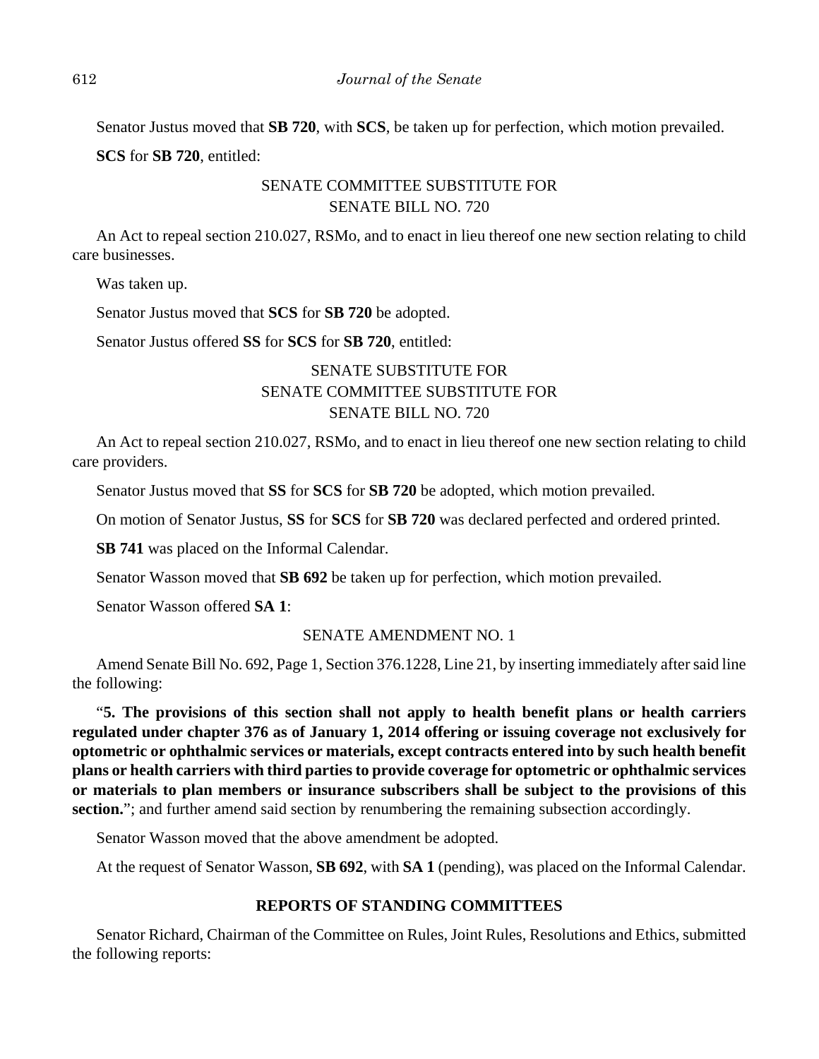Senator Justus moved that **SB 720**, with **SCS**, be taken up for perfection, which motion prevailed.

**SCS** for **SB 720**, entitled:

SENATE COMMITTEE SUBSTITUTE FOR
SENATE BILL NO. 720

An Act to repeal section 210.027, RSMo, and to enact in lieu thereof one new section relating to child care businesses.

Was taken up.

Senator Justus moved that **SCS** for **SB 720** be adopted.

Senator Justus offered **SS** for **SCS** for **SB 720**, entitled:

SENATE SUBSTITUTE FOR
SENATE COMMITTEE SUBSTITUTE FOR
SENATE BILL NO. 720

An Act to repeal section 210.027, RSMo, and to enact in lieu thereof one new section relating to child care providers.

Senator Justus moved that **SS** for **SCS** for **SB 720** be adopted, which motion prevailed.

On motion of Senator Justus, **SS** for **SCS** for **SB 720** was declared perfected and ordered printed.

**SB 741** was placed on the Informal Calendar.

Senator Wasson moved that **SB 692** be taken up for perfection, which motion prevailed.

Senator Wasson offered **SA 1**:

SENATE AMENDMENT NO. 1

Amend Senate Bill No. 692, Page 1, Section 376.1228, Line 21, by inserting immediately after said line the following:

"**5. The provisions of this section shall not apply to health benefit plans or health carriers regulated under chapter 376 as of January 1, 2014 offering or issuing coverage not exclusively for optometric or ophthalmic services or materials, except contracts entered into by such health benefit plans or health carriers with third parties to provide coverage for optometric or ophthalmic services or materials to plan members or insurance subscribers shall be subject to the provisions of this section.**"; and further amend said section by renumbering the remaining subsection accordingly.

Senator Wasson moved that the above amendment be adopted.

At the request of Senator Wasson, **SB 692**, with **SA 1** (pending), was placed on the Informal Calendar.

## REPORTS OF STANDING COMMITTEES

Senator Richard, Chairman of the Committee on Rules, Joint Rules, Resolutions and Ethics, submitted the following reports: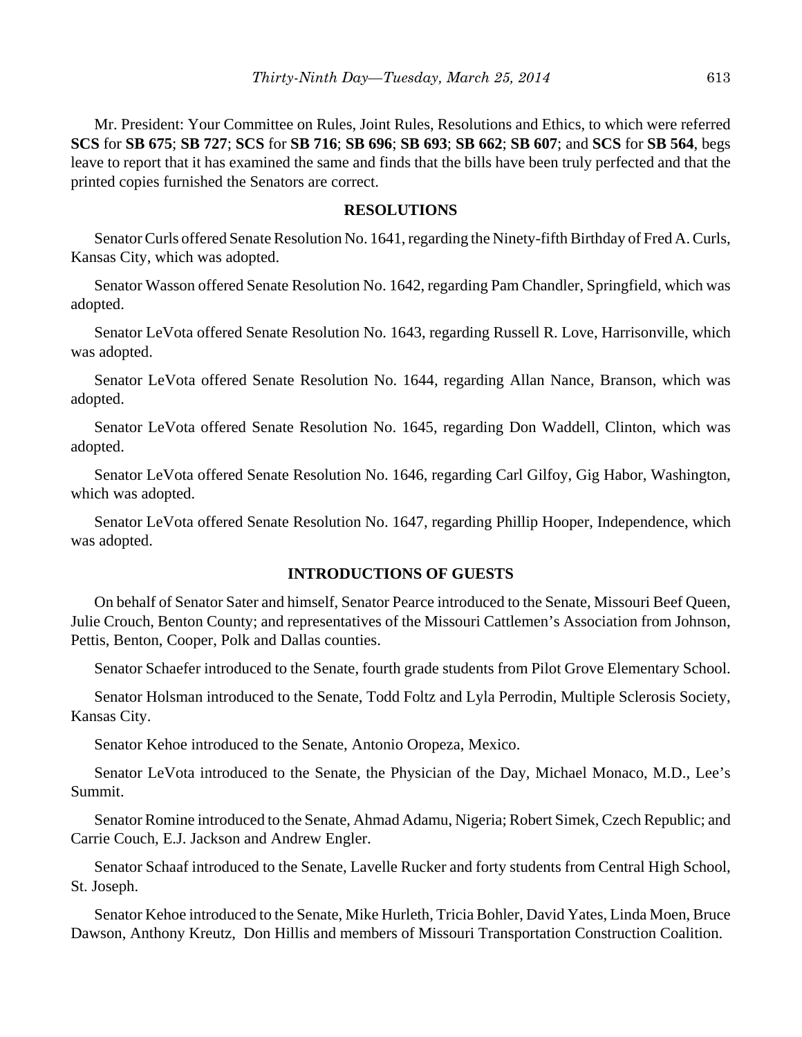Mr. President: Your Committee on Rules, Joint Rules, Resolutions and Ethics, to which were referred **SCS** for **SB 675**; **SB 727**; **SCS** for **SB 716**; **SB 696**; **SB 693**; **SB 662**; **SB 607**; and **SCS** for **SB 564**, begs leave to report that it has examined the same and finds that the bills have been truly perfected and that the printed copies furnished the Senators are correct.

## RESOLUTIONS

Senator Curls offered Senate Resolution No. 1641, regarding the Ninety-fifth Birthday of Fred A. Curls, Kansas City, which was adopted.

Senator Wasson offered Senate Resolution No. 1642, regarding Pam Chandler, Springfield, which was adopted.

Senator LeVota offered Senate Resolution No. 1643, regarding Russell R. Love, Harrisonville, which was adopted.

Senator LeVota offered Senate Resolution No. 1644, regarding Allan Nance, Branson, which was adopted.

Senator LeVota offered Senate Resolution No. 1645, regarding Don Waddell, Clinton, which was adopted.

Senator LeVota offered Senate Resolution No. 1646, regarding Carl Gilfoy, Gig Habor, Washington, which was adopted.

Senator LeVota offered Senate Resolution No. 1647, regarding Phillip Hooper, Independence, which was adopted.

## INTRODUCTIONS OF GUESTS

On behalf of Senator Sater and himself, Senator Pearce introduced to the Senate, Missouri Beef Queen, Julie Crouch, Benton County; and representatives of the Missouri Cattlemen's Association from Johnson, Pettis, Benton, Cooper, Polk and Dallas counties.

Senator Schaefer introduced to the Senate, fourth grade students from Pilot Grove Elementary School.

Senator Holsman introduced to the Senate, Todd Foltz and Lyla Perrodin, Multiple Sclerosis Society, Kansas City.

Senator Kehoe introduced to the Senate, Antonio Oropeza, Mexico.

Senator LeVota introduced to the Senate, the Physician of the Day, Michael Monaco, M.D., Lee's Summit.

Senator Romine introduced to the Senate, Ahmad Adamu, Nigeria; Robert Simek, Czech Republic; and Carrie Couch, E.J. Jackson and Andrew Engler.

Senator Schaaf introduced to the Senate, Lavelle Rucker and forty students from Central High School, St. Joseph.

Senator Kehoe introduced to the Senate, Mike Hurleth, Tricia Bohler, David Yates, Linda Moen, Bruce Dawson, Anthony Kreutz, Don Hillis and members of Missouri Transportation Construction Coalition.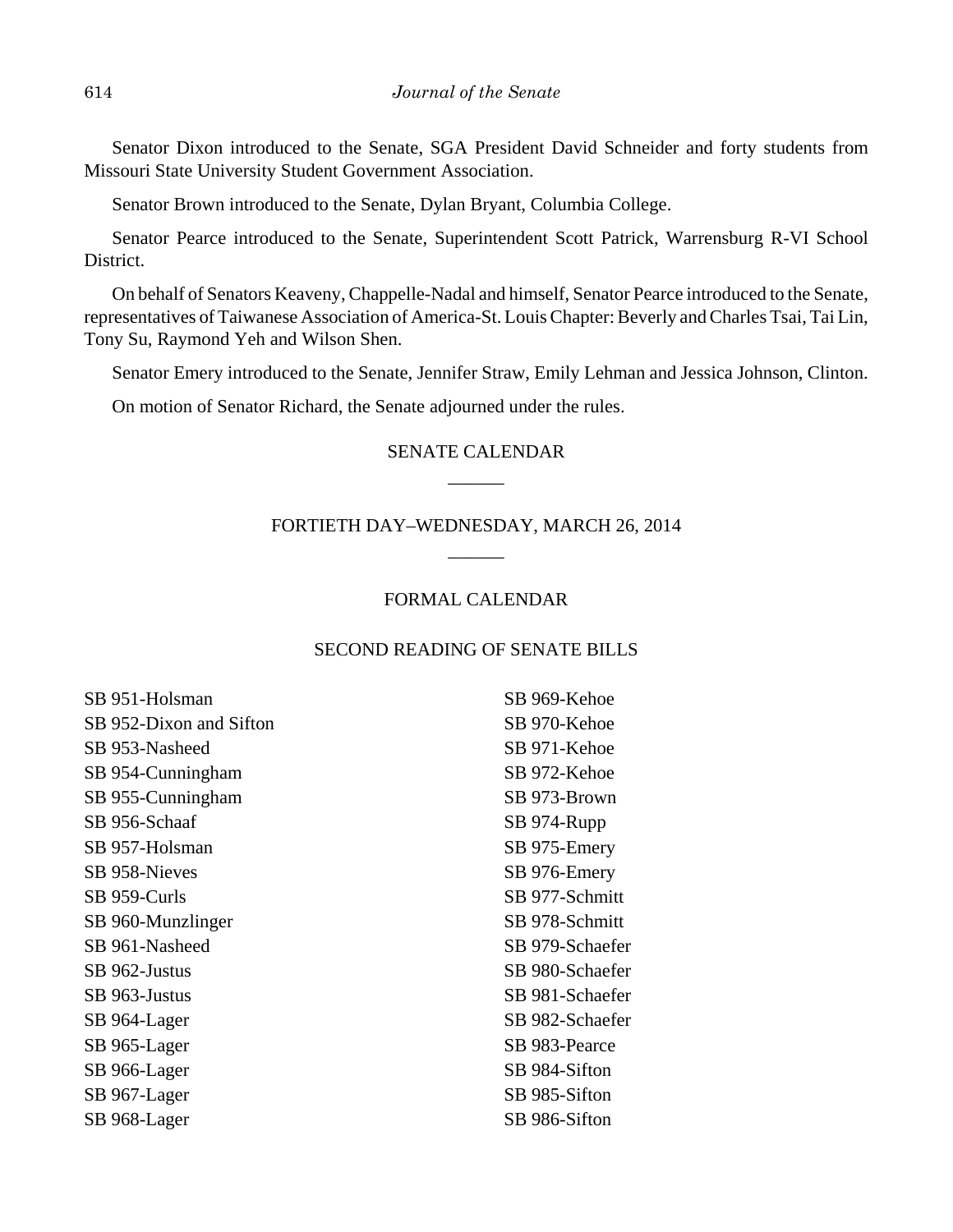Senator Dixon introduced to the Senate, SGA President David Schneider and forty students from Missouri State University Student Government Association.

Senator Brown introduced to the Senate, Dylan Bryant, Columbia College.

Senator Pearce introduced to the Senate, Superintendent Scott Patrick, Warrensburg R-VI School District.

On behalf of Senators Keaveny, Chappelle-Nadal and himself, Senator Pearce introduced to the Senate, representatives of Taiwanese Association of America-St. Louis Chapter: Beverly and Charles Tsai, Tai Lin, Tony Su, Raymond Yeh and Wilson Shen.

Senator Emery introduced to the Senate, Jennifer Straw, Emily Lehman and Jessica Johnson, Clinton.

On motion of Senator Richard, the Senate adjourned under the rules.

## SENATE CALENDAR

______

## FORTIETH DAY–WEDNESDAY, MARCH 26, 2014

______

### FORMAL CALENDAR

### SECOND READING OF SENATE BILLS

SB 951-Holsman
SB 952-Dixon and Sifton
SB 953-Nasheed
SB 954-Cunningham
SB 955-Cunningham
SB 956-Schaaf
SB 957-Holsman
SB 958-Nieves
SB 959-Curls
SB 960-Munzlinger
SB 961-Nasheed
SB 962-Justus
SB 963-Justus
SB 964-Lager
SB 965-Lager
SB 966-Lager
SB 967-Lager
SB 968-Lager
SB 969-Kehoe
SB 970-Kehoe
SB 971-Kehoe
SB 972-Kehoe
SB 973-Brown
SB 974-Rupp
SB 975-Emery
SB 976-Emery
SB 977-Schmitt
SB 978-Schmitt
SB 979-Schaefer
SB 980-Schaefer
SB 981-Schaefer
SB 982-Schaefer
SB 983-Pearce
SB 984-Sifton
SB 985-Sifton
SB 986-Sifton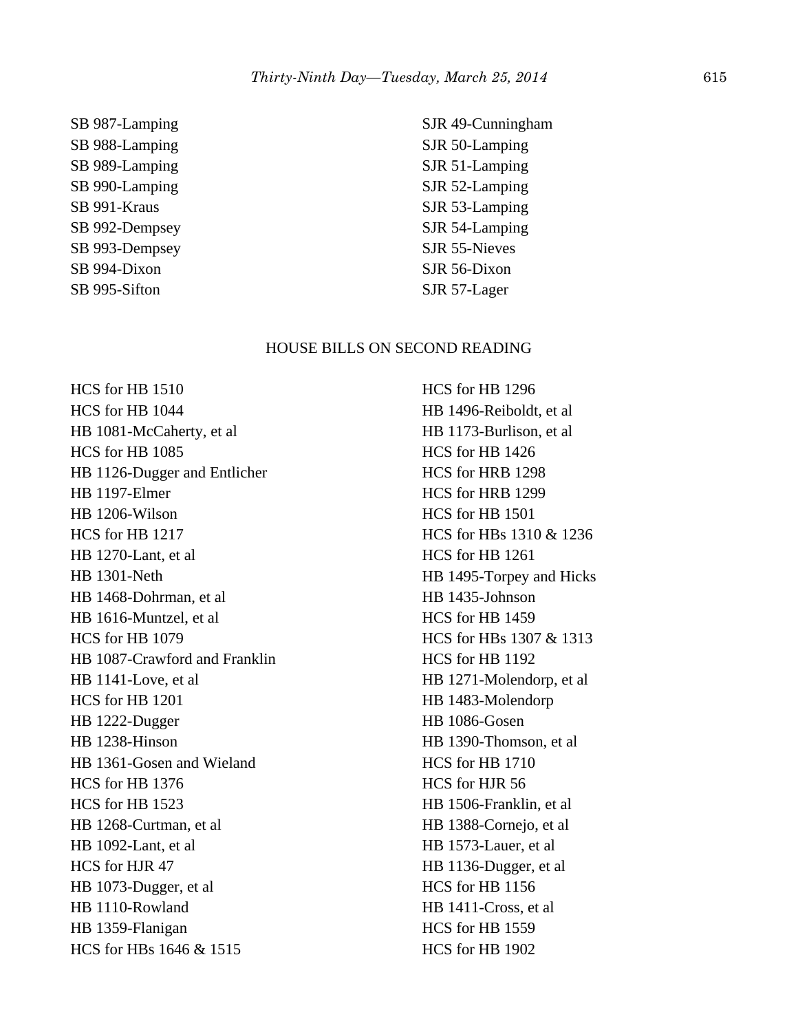SB 987-Lamping
SB 988-Lamping
SB 989-Lamping
SB 990-Lamping
SB 991-Kraus
SB 992-Dempsey
SB 993-Dempsey
SB 994-Dixon
SB 995-Sifton
SJR 49-Cunningham
SJR 50-Lamping
SJR 51-Lamping
SJR 52-Lamping
SJR 53-Lamping
SJR 54-Lamping
SJR 55-Nieves
SJR 56-Dixon
SJR 57-Lager

HOUSE BILLS ON SECOND READING

HCS for HB 1510
HCS for HB 1044
HB 1081-McCaherty, et al
HCS for HB 1085
HB 1126-Dugger and Entlicher
HB 1197-Elmer
HB 1206-Wilson
HCS for HB 1217
HB 1270-Lant, et al
HB 1301-Neth
HB 1468-Dohrman, et al
HB 1616-Muntzel, et al
HCS for HB 1079
HB 1087-Crawford and Franklin
HB 1141-Love, et al
HCS for HB 1201
HB 1222-Dugger
HB 1238-Hinson
HB 1361-Gosen and Wieland
HCS for HB 1376
HCS for HB 1523
HB 1268-Curtman, et al
HB 1092-Lant, et al
HCS for HJR 47
HB 1073-Dugger, et al
HB 1110-Rowland
HB 1359-Flanigan
HCS for HBs 1646 & 1515
HCS for HB 1296
HB 1496-Reiboldt, et al
HB 1173-Burlison, et al
HCS for HB 1426
HCS for HRB 1298
HCS for HRB 1299
HCS for HB 1501
HCS for HBs 1310 & 1236
HCS for HB 1261
HB 1495-Torpey and Hicks
HB 1435-Johnson
HCS for HB 1459
HCS for HBs 1307 & 1313
HCS for HB 1192
HB 1271-Molendorp, et al
HB 1483-Molendorp
HB 1086-Gosen
HB 1390-Thomson, et al
HCS for HB 1710
HCS for HJR 56
HB 1506-Franklin, et al
HB 1388-Cornejo, et al
HB 1573-Lauer, et al
HB 1136-Dugger, et al
HCS for HB 1156
HB 1411-Cross, et al
HCS for HB 1559
HCS for HB 1902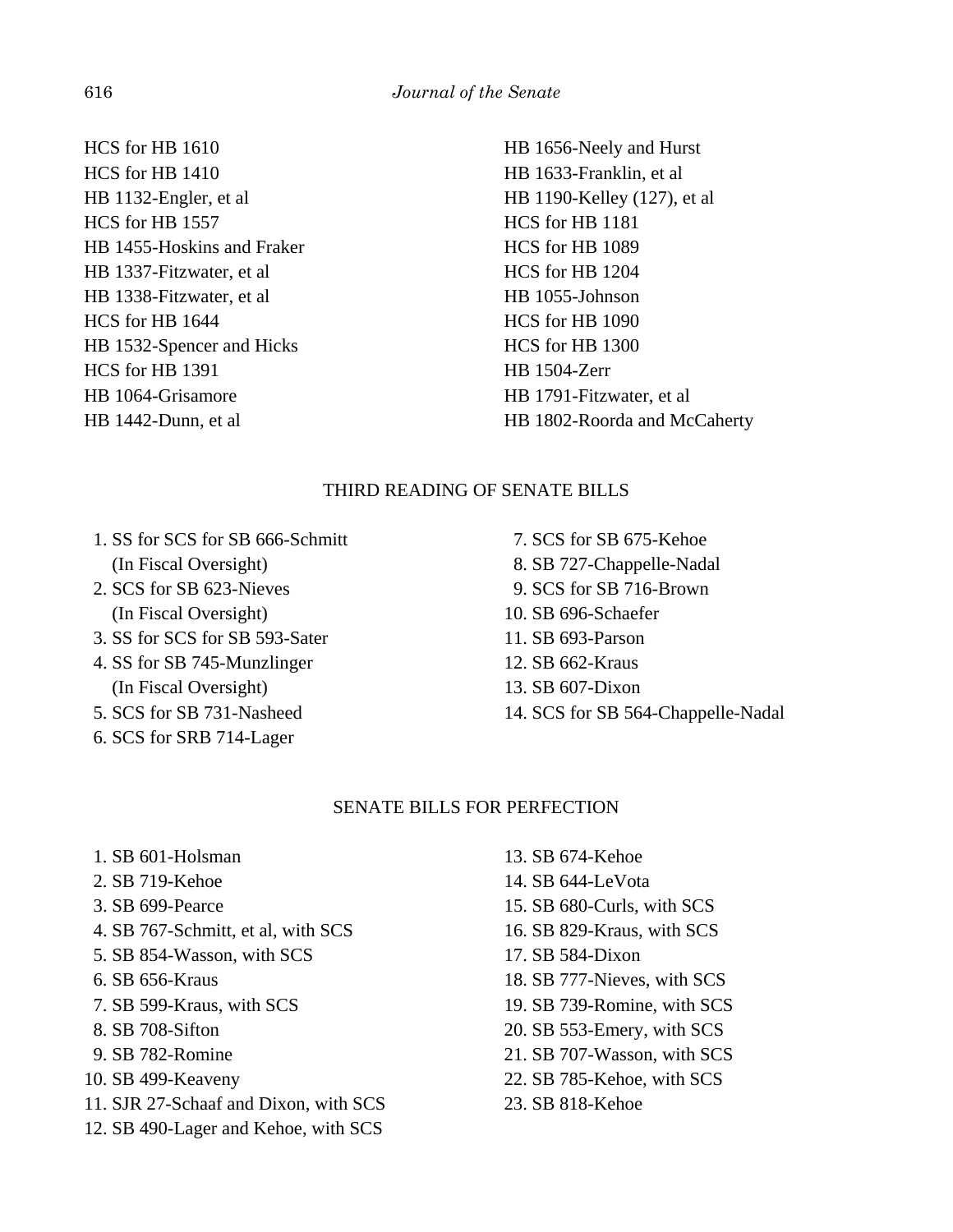HCS for HB 1610
HCS for HB 1410
HB 1132-Engler, et al
HCS for HB 1557
HB 1455-Hoskins and Fraker
HB 1337-Fitzwater, et al
HB 1338-Fitzwater, et al
HCS for HB 1644
HB 1532-Spencer and Hicks
HCS for HB 1391
HB 1064-Grisamore
HB 1442-Dunn, et al
HB 1656-Neely and Hurst
HB 1633-Franklin, et al
HB 1190-Kelley (127), et al
HCS for HB 1181
HCS for HB 1089
HCS for HB 1204
HB 1055-Johnson
HCS for HB 1090
HCS for HB 1300
HB 1504-Zerr
HB 1791-Fitzwater, et al
HB 1802-Roorda and McCaherty

## THIRD READING OF SENATE BILLS

1. SS for SCS for SB 666-Schmitt (In Fiscal Oversight)
2. SCS for SB 623-Nieves (In Fiscal Oversight)
3. SS for SCS for SB 593-Sater
4. SS for SB 745-Munzlinger (In Fiscal Oversight)
5. SCS for SB 731-Nasheed
6. SCS for SRB 714-Lager
7. SCS for SB 675-Kehoe
8. SB 727-Chappelle-Nadal
9. SCS for SB 716-Brown
10. SB 696-Schaefer
11. SB 693-Parson
12. SB 662-Kraus
13. SB 607-Dixon
14. SCS for SB 564-Chappelle-Nadal

## SENATE BILLS FOR PERFECTION

1. SB 601-Holsman
2. SB 719-Kehoe
3. SB 699-Pearce
4. SB 767-Schmitt, et al, with SCS
5. SB 854-Wasson, with SCS
6. SB 656-Kraus
7. SB 599-Kraus, with SCS
8. SB 708-Sifton
9. SB 782-Romine
10. SB 499-Keaveny
11. SJR 27-Schaaf and Dixon, with SCS
12. SB 490-Lager and Kehoe, with SCS
13. SB 674-Kehoe
14. SB 644-LeVota
15. SB 680-Curls, with SCS
16. SB 829-Kraus, with SCS
17. SB 584-Dixon
18. SB 777-Nieves, with SCS
19. SB 739-Romine, with SCS
20. SB 553-Emery, with SCS
21. SB 707-Wasson, with SCS
22. SB 785-Kehoe, with SCS
23. SB 818-Kehoe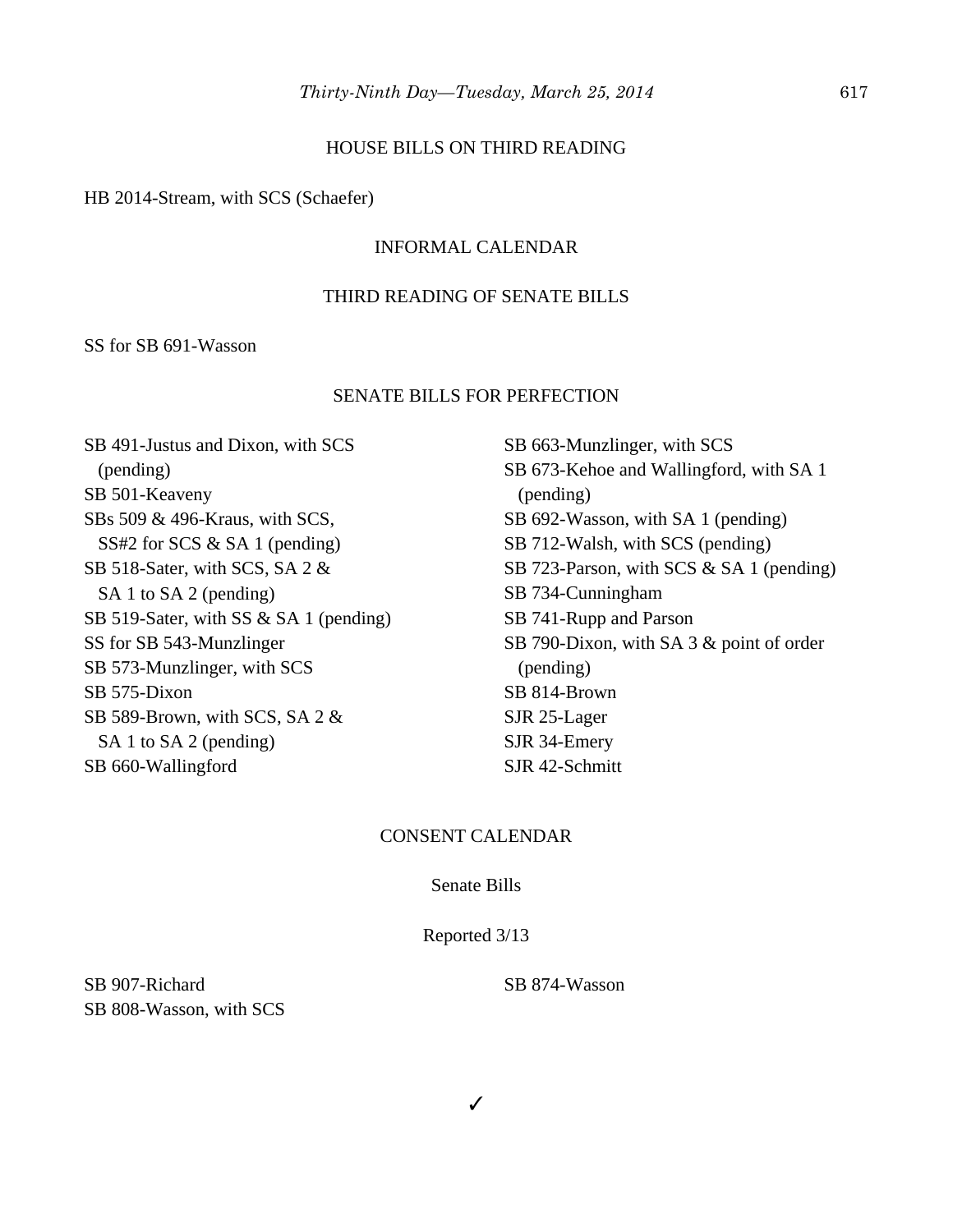## HOUSE BILLS ON THIRD READING

HB 2014-Stream, with SCS (Schaefer)

## INFORMAL CALENDAR

## THIRD READING OF SENATE BILLS

SS for SB 691-Wasson

## SENATE BILLS FOR PERFECTION

SB 491-Justus and Dixon, with SCS (pending)
SB 501-Keaveny
SBs 509 & 496-Kraus, with SCS, SS#2 for SCS & SA 1 (pending)
SB 518-Sater, with SCS, SA 2 & SA 1 to SA 2 (pending)
SB 519-Sater, with SS & SA 1 (pending)
SS for SB 543-Munzlinger
SB 573-Munzlinger, with SCS
SB 575-Dixon
SB 589-Brown, with SCS, SA 2 & SA 1 to SA 2 (pending)
SB 660-Wallingford
SB 663-Munzlinger, with SCS
SB 673-Kehoe and Wallingford, with SA 1 (pending)
SB 692-Wasson, with SA 1 (pending)
SB 712-Walsh, with SCS (pending)
SB 723-Parson, with SCS & SA 1 (pending)
SB 734-Cunningham
SB 741-Rupp and Parson
SB 790-Dixon, with SA 3 & point of order (pending)
SB 814-Brown
SJR 25-Lager
SJR 34-Emery
SJR 42-Schmitt

## CONSENT CALENDAR

### Senate Bills

Reported 3/13

SB 907-Richard
SB 808-Wasson, with SCS
SB 874-Wasson

✓